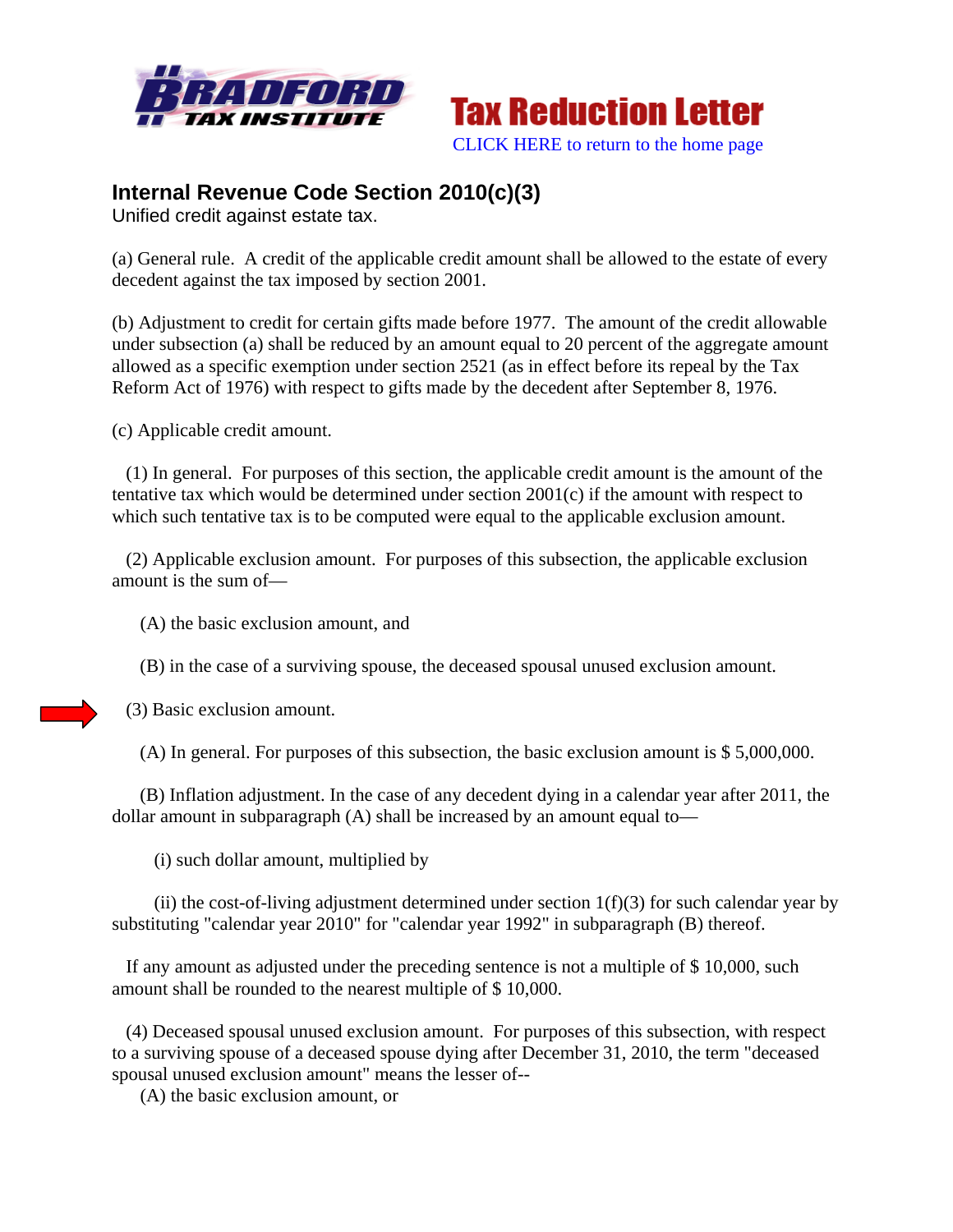Tax Reduction Letter

CLICK HERE to return to the home page

## Internal Revenue Code Section 2010(c)(3)

Unified credit against estate tax.

(a) General rule. A credit of the applicable credit amount shall be allowed to the estate of every decedent against the tax imposed by section 2001.

(b) Adjustment to credit for certain gifts made before 1977. The amount of the credit allowable under subsection (a) shall be reduced by an amount equal to 20 percent of the aggregate amount allowed as a specific exemption under section 2521 (as in effect before its repeal by the Tax Reform Act of 1976) with respect to gifts made by the decedent after September 8, 1976.

(c) Applicable credit amount.

(1) In general. For purposes of this section, the applicable credit amount is the amount of the tentative tax which would be determined under section 2001(c) if the amount with respect to which such tentative tax is to be computed were equal to the applicable exclusion amount.

(2) Applicable exclusion amount. For purposes of this subsection, the applicable exclusion amount is the sum of—

(A) the basic exclusion amount, and

(B) in the case of a surviving spouse, the deceased spousal unused exclusion amount.

(3) Basic exclusion amount.

(A) In general. For purposes of this subsection, the basic exclusion amount is $ 5,000,000.

(B) Inflation adjustment. In the case of any decedent dying in a calendar year after 2011, the dollar amount in subparagraph (A) shall be increased by an amount equal to—

(i) such dollar amount, multiplied by

(ii) the cost-of-living adjustment determined under section 1(f)(3) for such calendar year by substituting "calendar year 2010" for "calendar year 1992" in subparagraph (B) thereof.

If any amount as adjusted under the preceding sentence is not a multiple of $ 10,000, such amount shall be rounded to the nearest multiple of $ 10,000.

(4) Deceased spousal unused exclusion amount. For purposes of this subsection, with respect to a surviving spouse of a deceased spouse dying after December 31, 2010, the term "deceased spousal unused exclusion amount" means the lesser of--

(A) the basic exclusion amount, or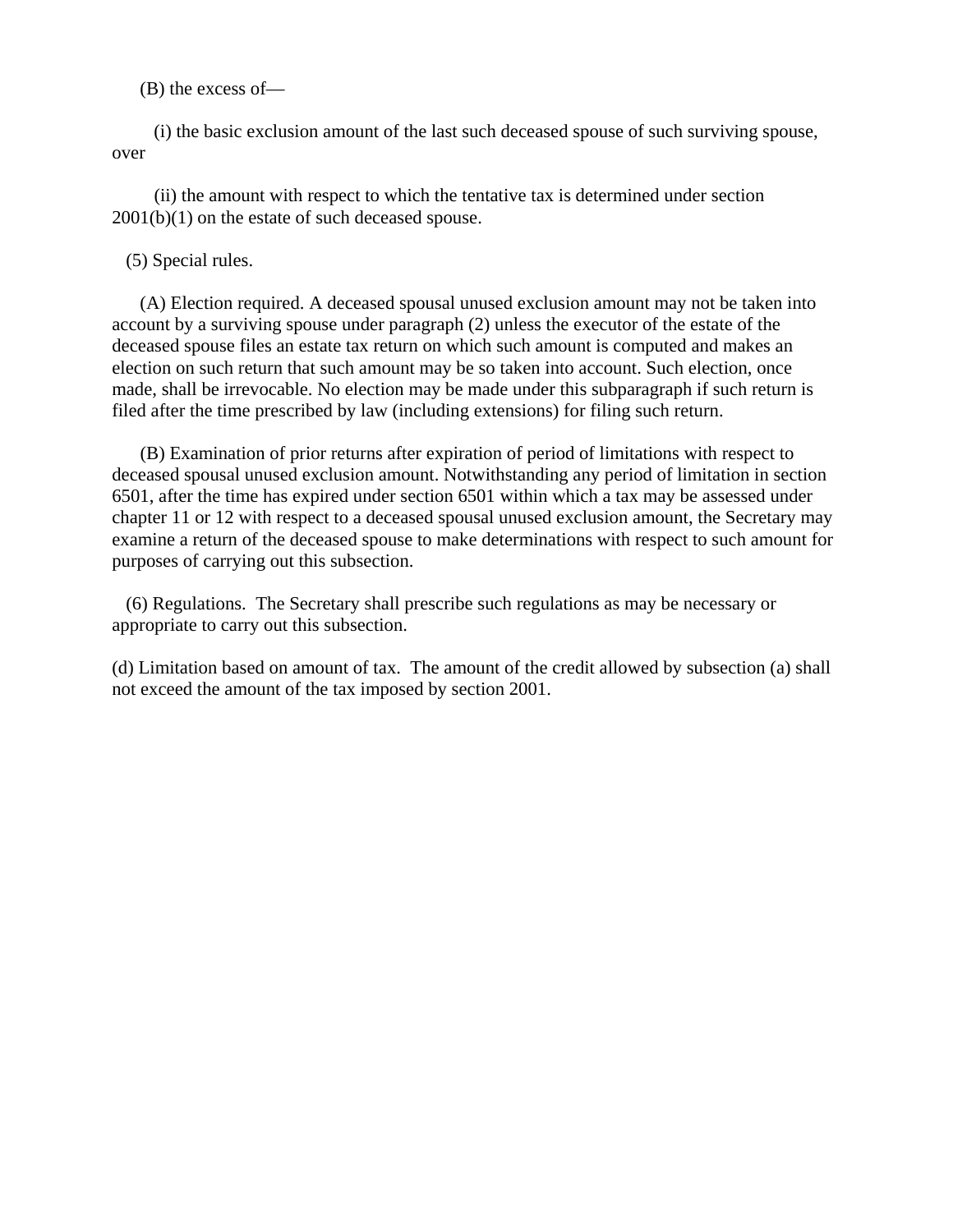(B) the excess of—

(i) the basic exclusion amount of the last such deceased spouse of such surviving spouse, over

(ii) the amount with respect to which the tentative tax is determined under section 2001(b)(1) on the estate of such deceased spouse.

(5) Special rules.

(A) Election required. A deceased spousal unused exclusion amount may not be taken into account by a surviving spouse under paragraph (2) unless the executor of the estate of the deceased spouse files an estate tax return on which such amount is computed and makes an election on such return that such amount may be so taken into account. Such election, once made, shall be irrevocable. No election may be made under this subparagraph if such return is filed after the time prescribed by law (including extensions) for filing such return.

(B) Examination of prior returns after expiration of period of limitations with respect to deceased spousal unused exclusion amount. Notwithstanding any period of limitation in section 6501, after the time has expired under section 6501 within which a tax may be assessed under chapter 11 or 12 with respect to a deceased spousal unused exclusion amount, the Secretary may examine a return of the deceased spouse to make determinations with respect to such amount for purposes of carrying out this subsection.

(6) Regulations. The Secretary shall prescribe such regulations as may be necessary or appropriate to carry out this subsection.

(d) Limitation based on amount of tax. The amount of the credit allowed by subsection (a) shall not exceed the amount of the tax imposed by section 2001.